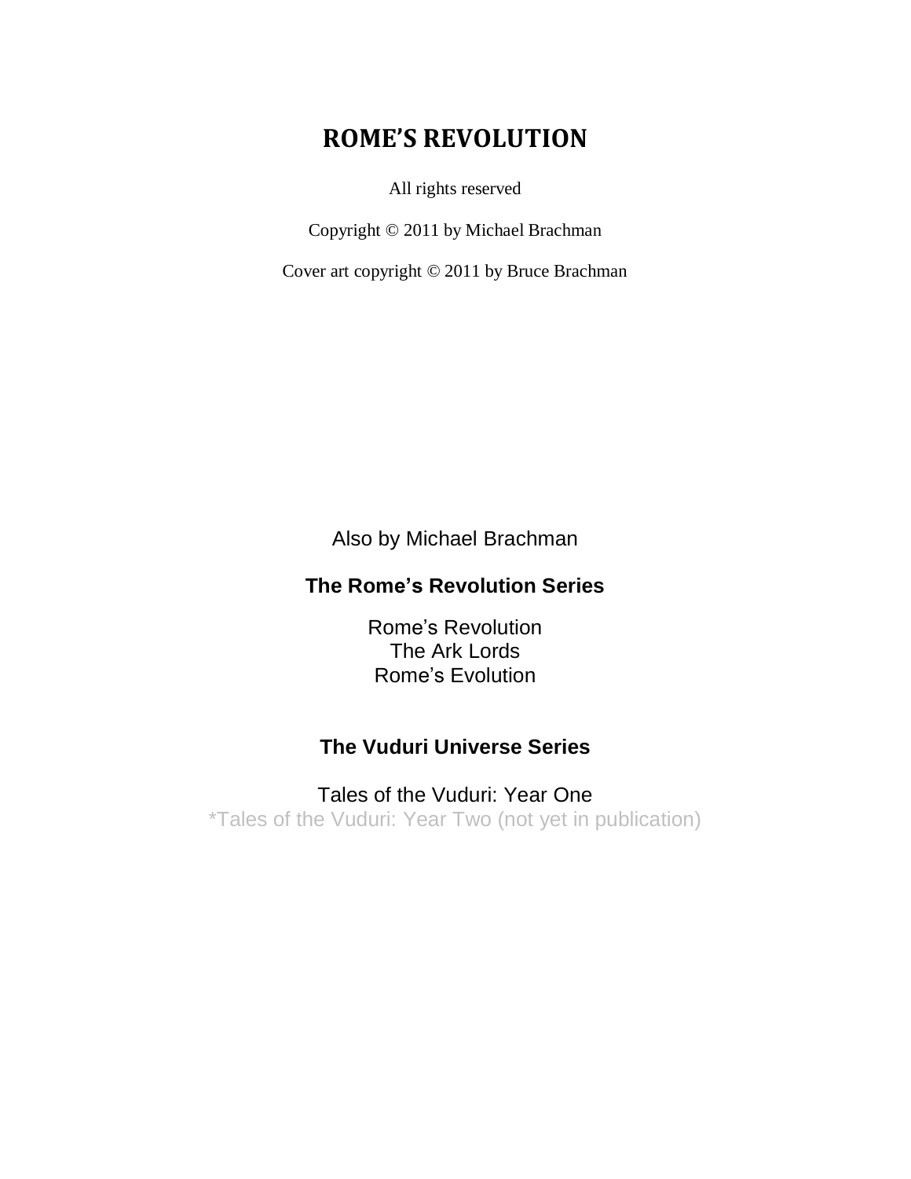# ROME'S REVOLUTION

All rights reserved

Copyright © 2011 by Michael Brachman

Cover art copyright © 2011 by Bruce Brachman

Also by Michael Brachman

## The Rome's Revolution Series

Rome's Revolution
The Ark Lords
Rome's Evolution

## The Vuduri Universe Series

Tales of the Vuduri: Year One
*Tales of the Vuduri: Year Two (not yet in publication)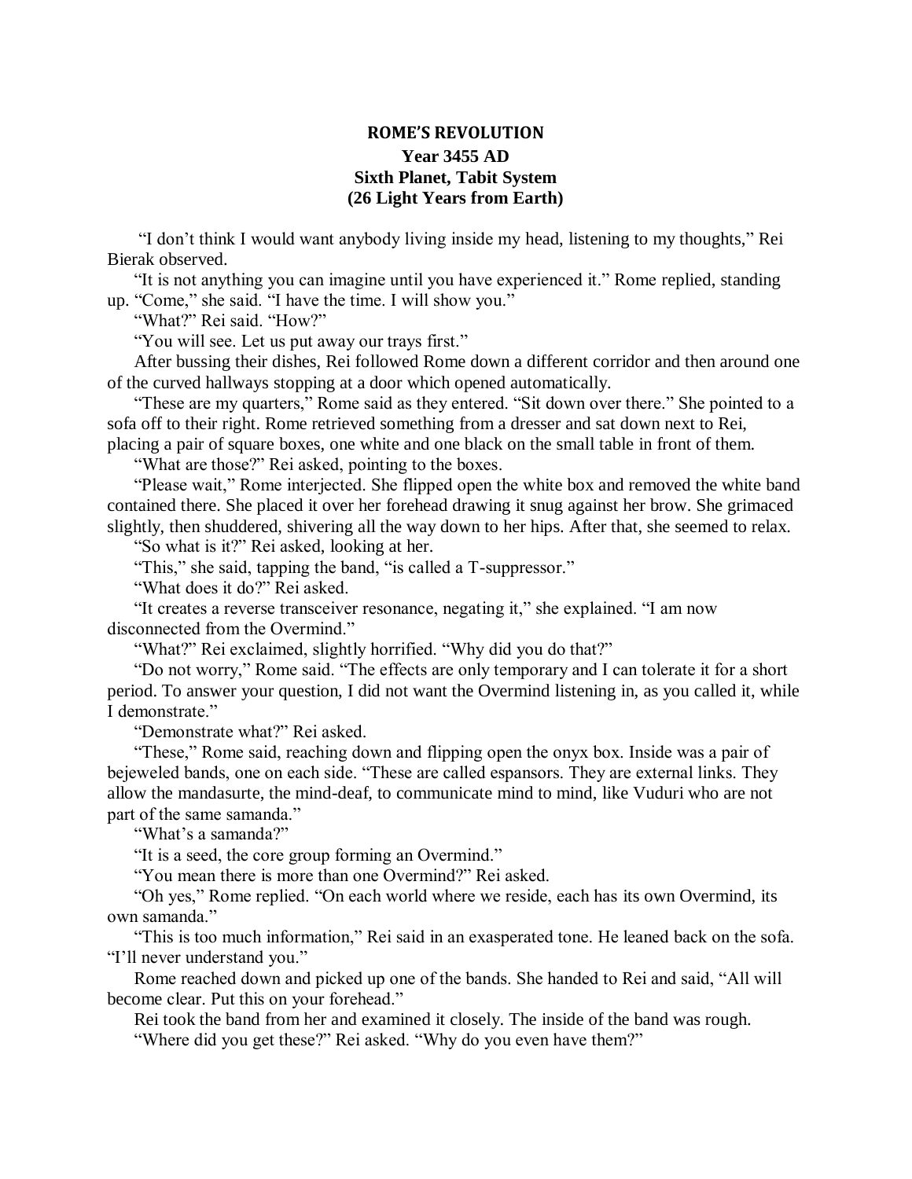**ROME'S REVOLUTION**

**Year 3455 AD**
**Sixth Planet, Tabit System**
**(26 Light Years from Earth)**

"I don't think I would want anybody living inside my head, listening to my thoughts," Rei Bierak observed.

"It is not anything you can imagine until you have experienced it." Rome replied, standing up. "Come," she said. "I have the time. I will show you."

"What?" Rei said. "How?"

"You will see. Let us put away our trays first."

After bussing their dishes, Rei followed Rome down a different corridor and then around one of the curved hallways stopping at a door which opened automatically.

"These are my quarters," Rome said as they entered. "Sit down over there." She pointed to a sofa off to their right. Rome retrieved something from a dresser and sat down next to Rei, placing a pair of square boxes, one white and one black on the small table in front of them.

"What are those?" Rei asked, pointing to the boxes.

"Please wait," Rome interjected. She flipped open the white box and removed the white band contained there. She placed it over her forehead drawing it snug against her brow. She grimaced slightly, then shuddered, shivering all the way down to her hips. After that, she seemed to relax.

"So what is it?" Rei asked, looking at her.

"This," she said, tapping the band, "is called a T-suppressor."

"What does it do?" Rei asked.

"It creates a reverse transceiver resonance, negating it," she explained. "I am now disconnected from the Overmind."

"What?" Rei exclaimed, slightly horrified. "Why did you do that?"

"Do not worry," Rome said. "The effects are only temporary and I can tolerate it for a short period. To answer your question, I did not want the Overmind listening in, as you called it, while I demonstrate."

"Demonstrate what?" Rei asked.

"These," Rome said, reaching down and flipping open the onyx box. Inside was a pair of bejeweled bands, one on each side. "These are called espansors. They are external links. They allow the mandasurte, the mind-deaf, to communicate mind to mind, like Vuduri who are not part of the same samanda."

"What's a samanda?"

"It is a seed, the core group forming an Overmind."

"You mean there is more than one Overmind?" Rei asked.

"Oh yes," Rome replied. "On each world where we reside, each has its own Overmind, its own samanda."

"This is too much information," Rei said in an exasperated tone. He leaned back on the sofa. "I'll never understand you."

Rome reached down and picked up one of the bands. She handed to Rei and said, "All will become clear. Put this on your forehead."

Rei took the band from her and examined it closely. The inside of the band was rough.

"Where did you get these?" Rei asked. "Why do you even have them?"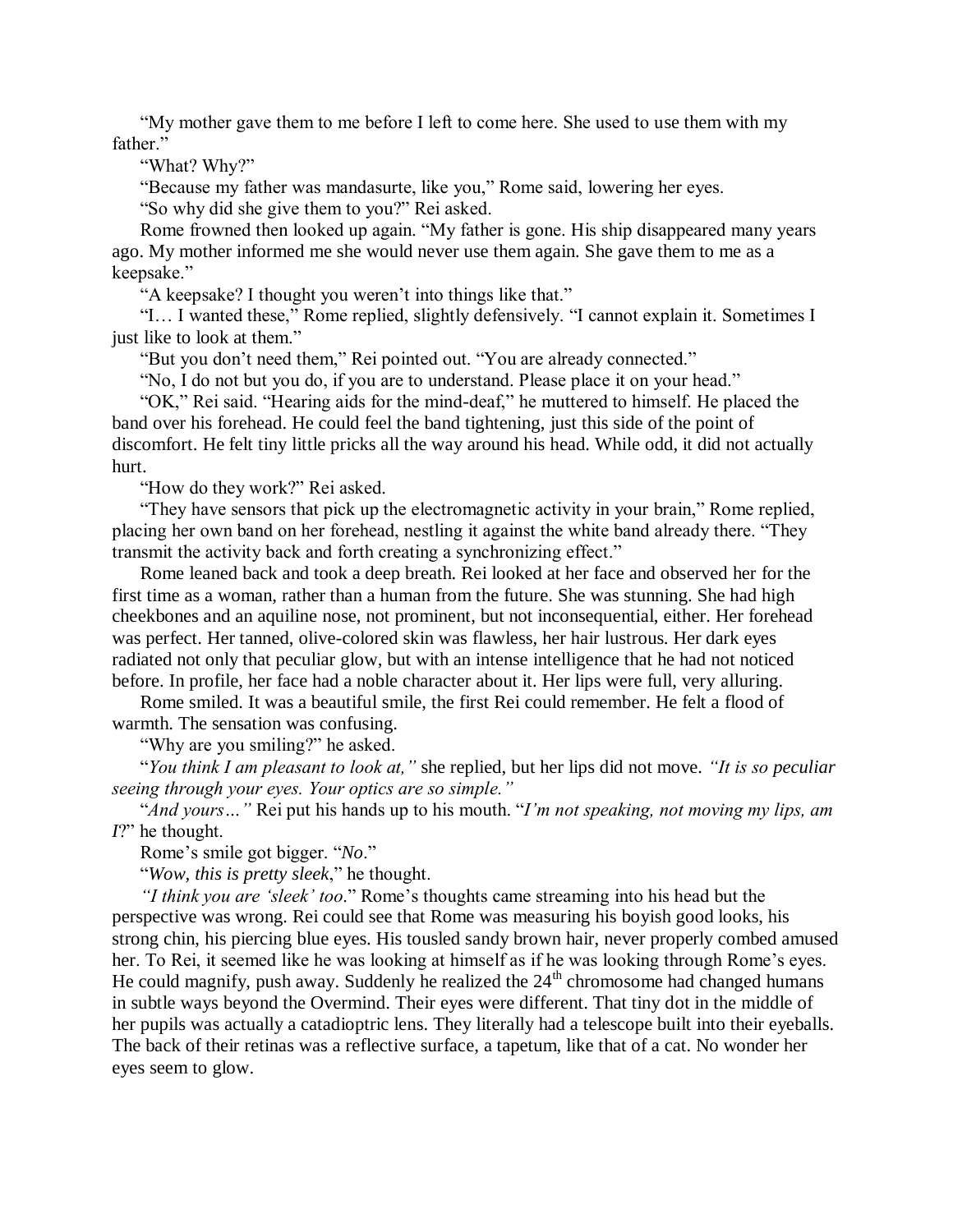"My mother gave them to me before I left to come here. She used to use them with my father."

"What? Why?"

"Because my father was mandasurte, like you," Rome said, lowering her eyes.

"So why did she give them to you?" Rei asked.

Rome frowned then looked up again. "My father is gone. His ship disappeared many years ago. My mother informed me she would never use them again. She gave them to me as a keepsake."

"A keepsake? I thought you weren't into things like that."

"I… I wanted these," Rome replied, slightly defensively. "I cannot explain it. Sometimes I just like to look at them."

"But you don't need them," Rei pointed out. "You are already connected."

"No, I do not but you do, if you are to understand. Please place it on your head."

"OK," Rei said. "Hearing aids for the mind-deaf," he muttered to himself. He placed the band over his forehead. He could feel the band tightening, just this side of the point of discomfort. He felt tiny little pricks all the way around his head. While odd, it did not actually hurt.

"How do they work?" Rei asked.

"They have sensors that pick up the electromagnetic activity in your brain," Rome replied, placing her own band on her forehead, nestling it against the white band already there. "They transmit the activity back and forth creating a synchronizing effect."

Rome leaned back and took a deep breath. Rei looked at her face and observed her for the first time as a woman, rather than a human from the future. She was stunning. She had high cheekbones and an aquiline nose, not prominent, but not inconsequential, either. Her forehead was perfect. Her tanned, olive-colored skin was flawless, her hair lustrous. Her dark eyes radiated not only that peculiar glow, but with an intense intelligence that he had not noticed before. In profile, her face had a noble character about it. Her lips were full, very alluring.

Rome smiled. It was a beautiful smile, the first Rei could remember. He felt a flood of warmth. The sensation was confusing.

"Why are you smiling?" he asked.

"*You think I am pleasant to look at,"* she replied, but her lips did not move. *"It is so peculiar seeing through your eyes. Your optics are so simple."*

"*And yours…"* Rei put his hands up to his mouth. "*I'm not speaking, not moving my lips, am I*?" he thought.

Rome's smile got bigger. "*No*."

"*Wow, this is pretty sleek*," he thought.

*"I think you are 'sleek' too*." Rome's thoughts came streaming into his head but the perspective was wrong. Rei could see that Rome was measuring his boyish good looks, his strong chin, his piercing blue eyes. His tousled sandy brown hair, never properly combed amused her. To Rei, it seemed like he was looking at himself as if he was looking through Rome's eyes. He could magnify, push away. Suddenly he realized the 24th chromosome had changed humans in subtle ways beyond the Overmind. Their eyes were different. That tiny dot in the middle of her pupils was actually a catadioptric lens. They literally had a telescope built into their eyeballs. The back of their retinas was a reflective surface, a tapetum, like that of a cat. No wonder her eyes seem to glow.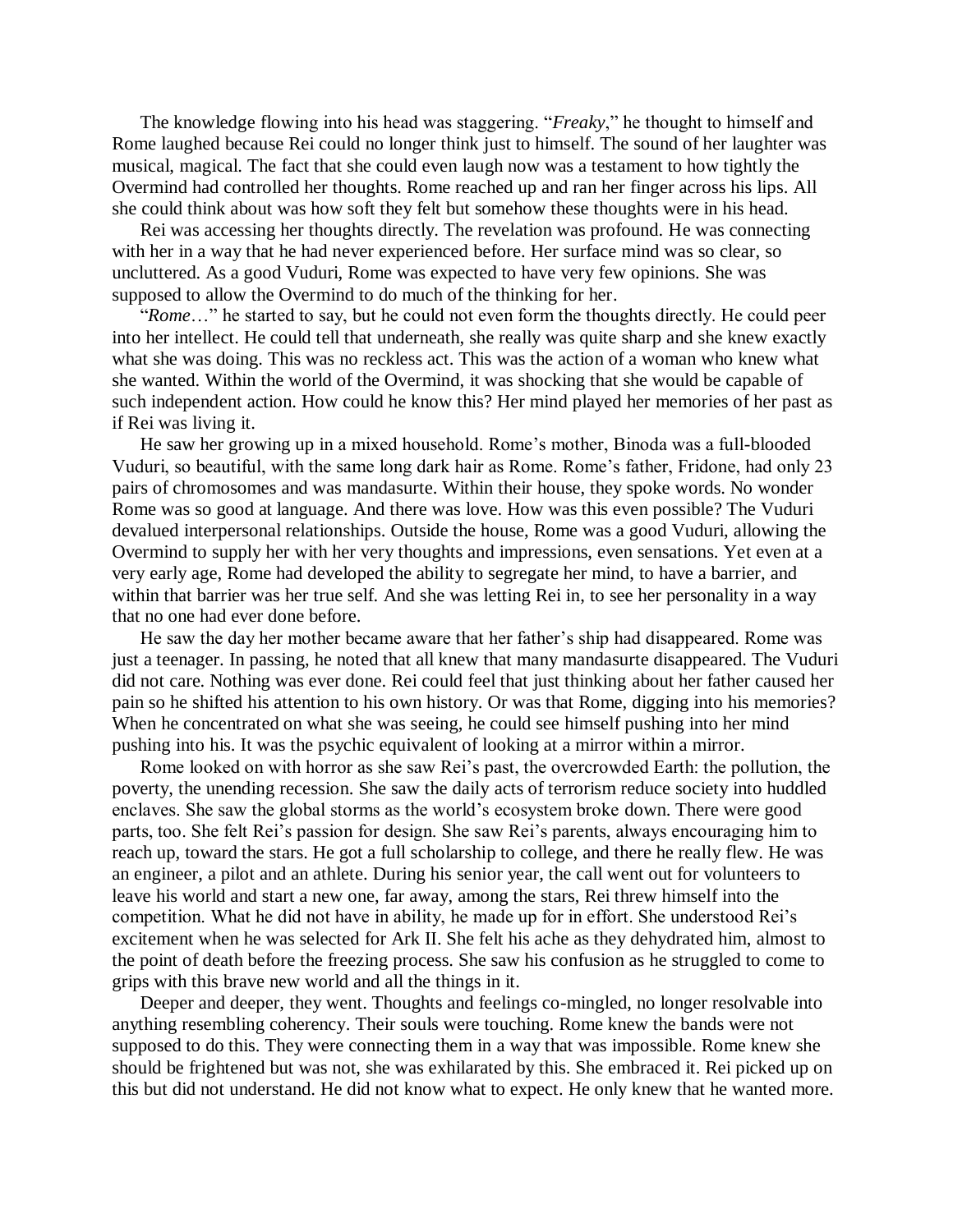The knowledge flowing into his head was staggering. "*Freaky*," he thought to himself and Rome laughed because Rei could no longer think just to himself. The sound of her laughter was musical, magical. The fact that she could even laugh now was a testament to how tightly the Overmind had controlled her thoughts. Rome reached up and ran her finger across his lips. All she could think about was how soft they felt but somehow these thoughts were in his head.

Rei was accessing her thoughts directly. The revelation was profound. He was connecting with her in a way that he had never experienced before. Her surface mind was so clear, so uncluttered. As a good Vuduri, Rome was expected to have very few opinions. She was supposed to allow the Overmind to do much of the thinking for her.

"*Rome*…" he started to say, but he could not even form the thoughts directly. He could peer into her intellect. He could tell that underneath, she really was quite sharp and she knew exactly what she was doing. This was no reckless act. This was the action of a woman who knew what she wanted. Within the world of the Overmind, it was shocking that she would be capable of such independent action. How could he know this? Her mind played her memories of her past as if Rei was living it.

He saw her growing up in a mixed household. Rome's mother, Binoda was a full-blooded Vuduri, so beautiful, with the same long dark hair as Rome. Rome's father, Fridone, had only 23 pairs of chromosomes and was mandasurte. Within their house, they spoke words. No wonder Rome was so good at language. And there was love. How was this even possible? The Vuduri devalued interpersonal relationships. Outside the house, Rome was a good Vuduri, allowing the Overmind to supply her with her very thoughts and impressions, even sensations. Yet even at a very early age, Rome had developed the ability to segregate her mind, to have a barrier, and within that barrier was her true self. And she was letting Rei in, to see her personality in a way that no one had ever done before.

He saw the day her mother became aware that her father's ship had disappeared. Rome was just a teenager. In passing, he noted that all knew that many mandasurte disappeared. The Vuduri did not care. Nothing was ever done. Rei could feel that just thinking about her father caused her pain so he shifted his attention to his own history. Or was that Rome, digging into his memories? When he concentrated on what she was seeing, he could see himself pushing into her mind pushing into his. It was the psychic equivalent of looking at a mirror within a mirror.

Rome looked on with horror as she saw Rei's past, the overcrowded Earth: the pollution, the poverty, the unending recession. She saw the daily acts of terrorism reduce society into huddled enclaves. She saw the global storms as the world's ecosystem broke down. There were good parts, too. She felt Rei's passion for design. She saw Rei's parents, always encouraging him to reach up, toward the stars. He got a full scholarship to college, and there he really flew. He was an engineer, a pilot and an athlete. During his senior year, the call went out for volunteers to leave his world and start a new one, far away, among the stars, Rei threw himself into the competition. What he did not have in ability, he made up for in effort. She understood Rei's excitement when he was selected for Ark II. She felt his ache as they dehydrated him, almost to the point of death before the freezing process. She saw his confusion as he struggled to come to grips with this brave new world and all the things in it.

Deeper and deeper, they went. Thoughts and feelings co-mingled, no longer resolvable into anything resembling coherency. Their souls were touching. Rome knew the bands were not supposed to do this. They were connecting them in a way that was impossible. Rome knew she should be frightened but was not, she was exhilarated by this. She embraced it. Rei picked up on this but did not understand. He did not know what to expect. He only knew that he wanted more.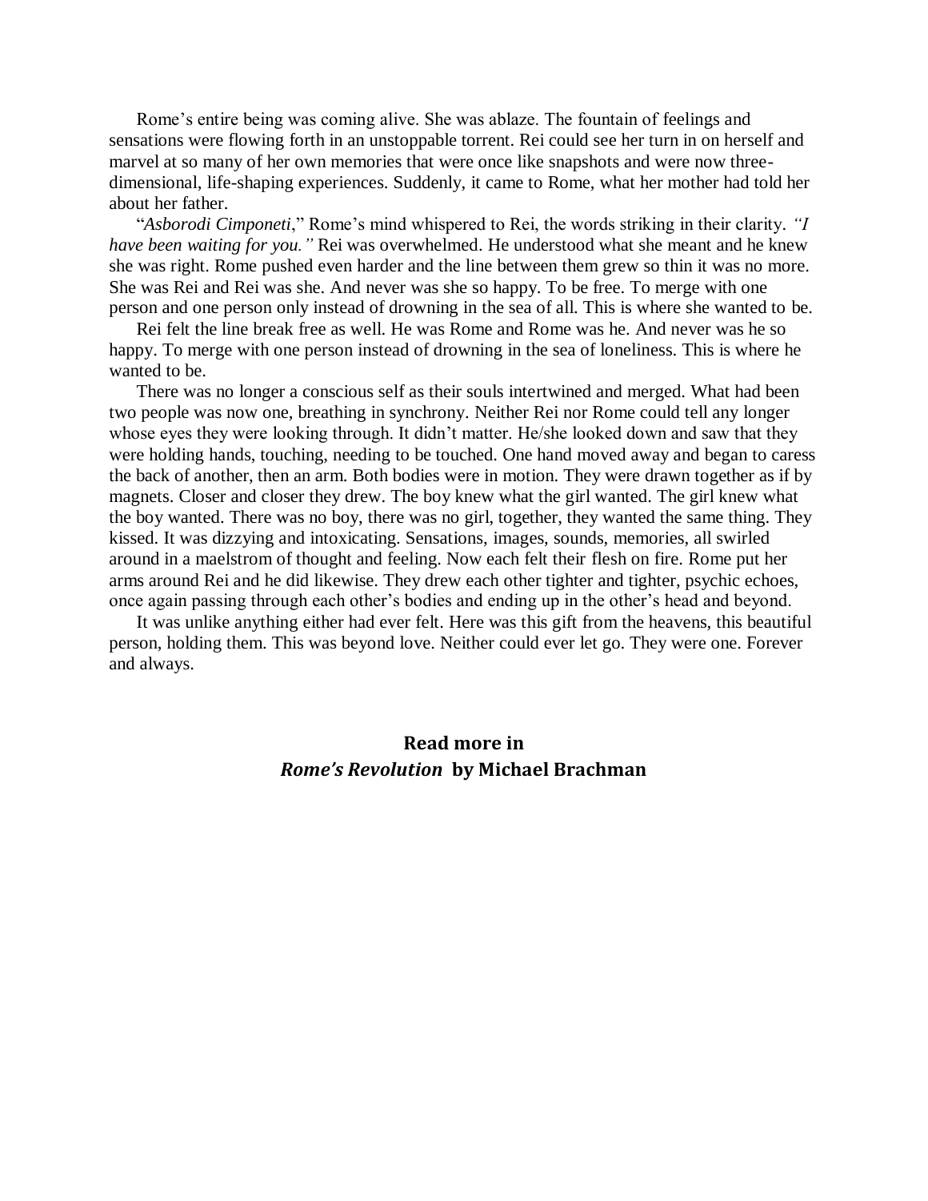Rome's entire being was coming alive. She was ablaze. The fountain of feelings and sensations were flowing forth in an unstoppable torrent. Rei could see her turn in on herself and marvel at so many of her own memories that were once like snapshots and were now three-dimensional, life-shaping experiences. Suddenly, it came to Rome, what her mother had told her about her father.

"*Asborodi Cimponeti*," Rome's mind whispered to Rei, the words striking in their clarity. *"I have been waiting for you."* Rei was overwhelmed. He understood what she meant and he knew she was right. Rome pushed even harder and the line between them grew so thin it was no more. She was Rei and Rei was she. And never was she so happy. To be free. To merge with one person and one person only instead of drowning in the sea of all. This is where she wanted to be.

Rei felt the line break free as well. He was Rome and Rome was he. And never was he so happy. To merge with one person instead of drowning in the sea of loneliness. This is where he wanted to be.

There was no longer a conscious self as their souls intertwined and merged. What had been two people was now one, breathing in synchrony. Neither Rei nor Rome could tell any longer whose eyes they were looking through. It didn't matter. He/she looked down and saw that they were holding hands, touching, needing to be touched. One hand moved away and began to caress the back of another, then an arm. Both bodies were in motion. They were drawn together as if by magnets. Closer and closer they drew. The boy knew what the girl wanted. The girl knew what the boy wanted. There was no boy, there was no girl, together, they wanted the same thing. They kissed. It was dizzying and intoxicating. Sensations, images, sounds, memories, all swirled around in a maelstrom of thought and feeling. Now each felt their flesh on fire. Rome put her arms around Rei and he did likewise. They drew each other tighter and tighter, psychic echoes, once again passing through each other's bodies and ending up in the other's head and beyond.

It was unlike anything either had ever felt. Here was this gift from the heavens, this beautiful person, holding them. This was beyond love. Neither could ever let go. They were one. Forever and always.

**Read more in**
***Rome's Revolution* by Michael Brachman**